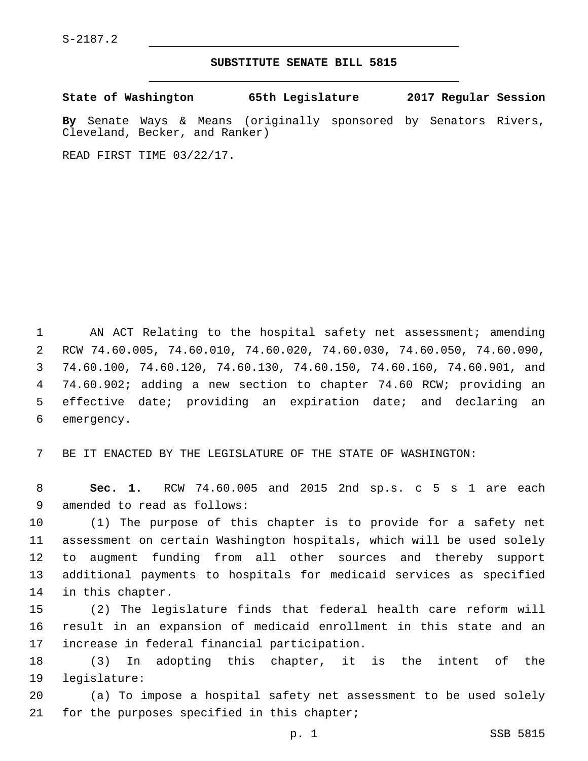S-2187.2

## SUBSTITUTE SENATE BILL 5815

**State of Washington 65th Legislature 2017 Regular Session**

**By** Senate Ways & Means (originally sponsored by Senators Rivers, Cleveland, Becker, and Ranker)

READ FIRST TIME 03/22/17.

AN ACT Relating to the hospital safety net assessment; amending RCW 74.60.005, 74.60.010, 74.60.020, 74.60.030, 74.60.050, 74.60.090, 74.60.100, 74.60.120, 74.60.130, 74.60.150, 74.60.160, 74.60.901, and 74.60.902; adding a new section to chapter 74.60 RCW; providing an effective date; providing an expiration date; and declaring an emergency.

BE IT ENACTED BY THE LEGISLATURE OF THE STATE OF WASHINGTON:

**Sec. 1.** RCW 74.60.005 and 2015 2nd sp.s. c 5 s 1 are each amended to read as follows:

(1) The purpose of this chapter is to provide for a safety net assessment on certain Washington hospitals, which will be used solely to augment funding from all other sources and thereby support additional payments to hospitals for medicaid services as specified in this chapter.

(2) The legislature finds that federal health care reform will result in an expansion of medicaid enrollment in this state and an increase in federal financial participation.

(3) In adopting this chapter, it is the intent of the legislature:

(a) To impose a hospital safety net assessment to be used solely for the purposes specified in this chapter;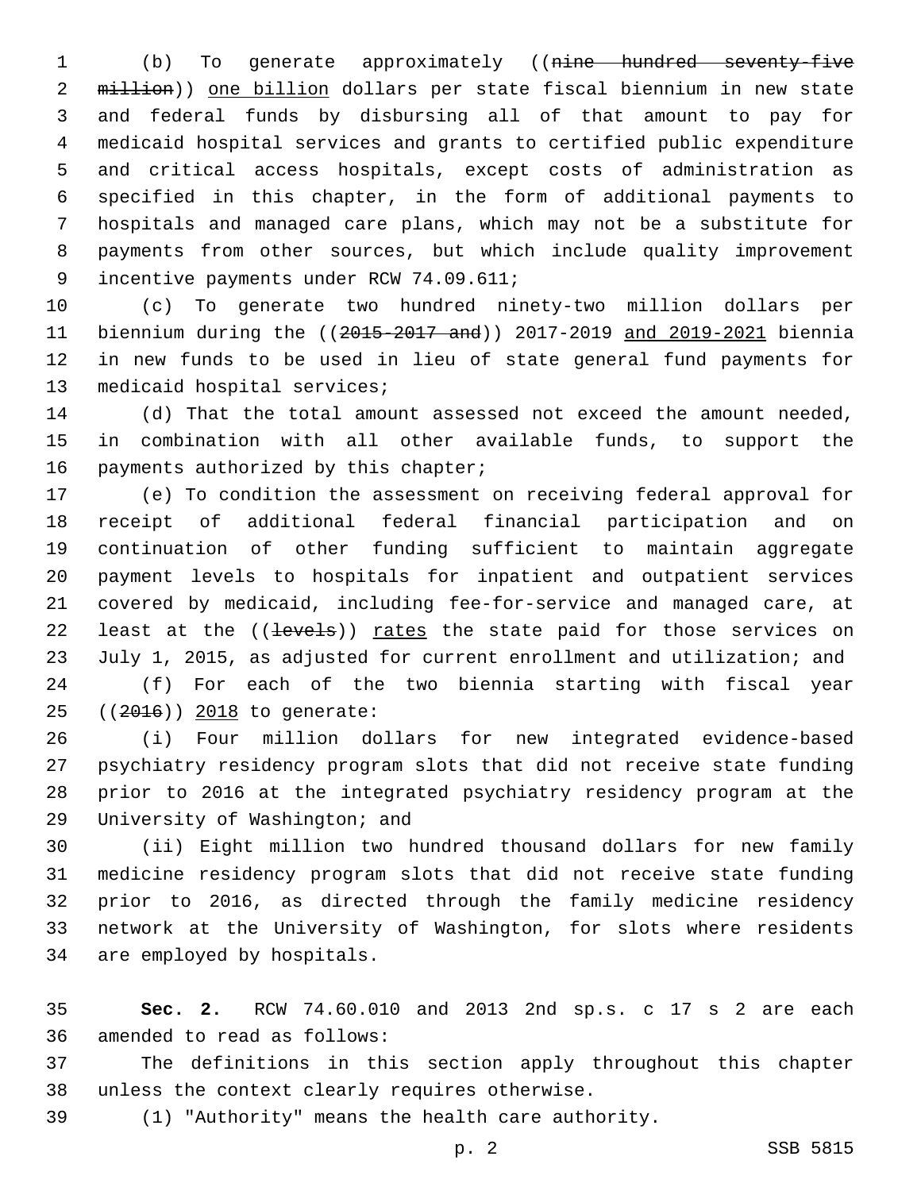(b) To generate approximately ((~~nine hundred seventy-five million~~)) <u>one billion</u> dollars per state fiscal biennium in new state and federal funds by disbursing all of that amount to pay for medicaid hospital services and grants to certified public expenditure and critical access hospitals, except costs of administration as specified in this chapter, in the form of additional payments to hospitals and managed care plans, which may not be a substitute for payments from other sources, but which include quality improvement incentive payments under RCW 74.09.611;

(c) To generate two hundred ninety-two million dollars per biennium during the ((~~2015-2017 and~~)) 2017-2019 <u>and 2019-2021</u> biennia in new funds to be used in lieu of state general fund payments for medicaid hospital services;

(d) That the total amount assessed not exceed the amount needed, in combination with all other available funds, to support the payments authorized by this chapter;

(e) To condition the assessment on receiving federal approval for receipt of additional federal financial participation and on continuation of other funding sufficient to maintain aggregate payment levels to hospitals for inpatient and outpatient services covered by medicaid, including fee-for-service and managed care, at least at the ((~~levels~~)) <u>rates</u> the state paid for those services on July 1, 2015, as adjusted for current enrollment and utilization; and

(f) For each of the two biennia starting with fiscal year ((~~2016~~)) <u>2018</u> to generate:

(i) Four million dollars for new integrated evidence-based psychiatry residency program slots that did not receive state funding prior to 2016 at the integrated psychiatry residency program at the University of Washington; and

(ii) Eight million two hundred thousand dollars for new family medicine residency program slots that did not receive state funding prior to 2016, as directed through the family medicine residency network at the University of Washington, for slots where residents are employed by hospitals.

**Sec. 2.** RCW 74.60.010 and 2013 2nd sp.s. c 17 s 2 are each amended to read as follows:

The definitions in this section apply throughout this chapter unless the context clearly requires otherwise.

(1) "Authority" means the health care authority.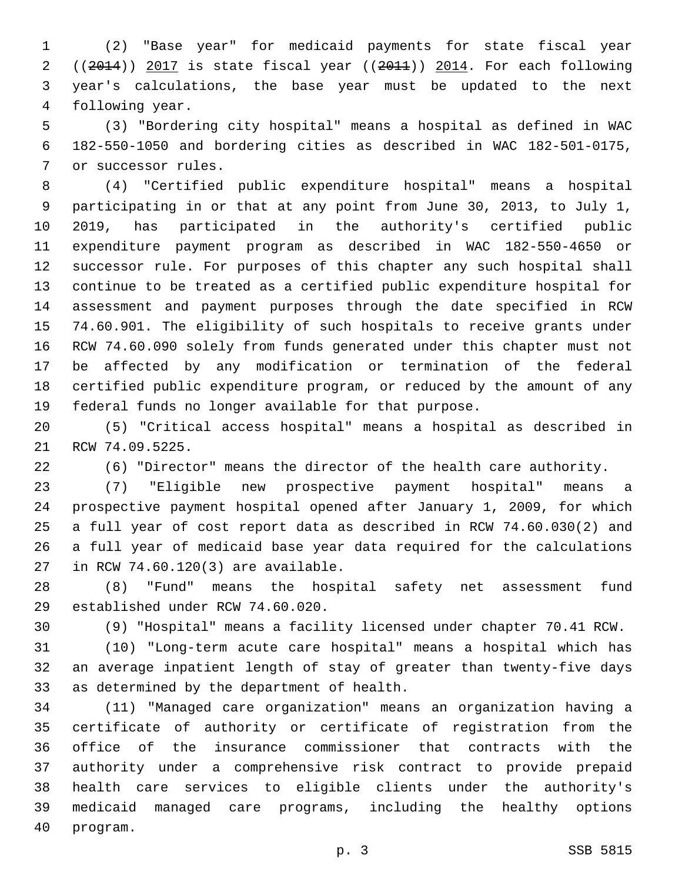(2) "Base year" for medicaid payments for state fiscal year ((~~2014~~)) <u>2017</u> is state fiscal year ((~~2011~~)) <u>2014</u>. For each following year's calculations, the base year must be updated to the next following year.

(3) "Bordering city hospital" means a hospital as defined in WAC 182-550-1050 and bordering cities as described in WAC 182-501-0175, or successor rules.

(4) "Certified public expenditure hospital" means a hospital participating in or that at any point from June 30, 2013, to July 1, 2019, has participated in the authority's certified public expenditure payment program as described in WAC 182-550-4650 or successor rule. For purposes of this chapter any such hospital shall continue to be treated as a certified public expenditure hospital for assessment and payment purposes through the date specified in RCW 74.60.901. The eligibility of such hospitals to receive grants under RCW 74.60.090 solely from funds generated under this chapter must not be affected by any modification or termination of the federal certified public expenditure program, or reduced by the amount of any federal funds no longer available for that purpose.

(5) "Critical access hospital" means a hospital as described in RCW 74.09.5225.

(6) "Director" means the director of the health care authority.

(7) "Eligible new prospective payment hospital" means a prospective payment hospital opened after January 1, 2009, for which a full year of cost report data as described in RCW 74.60.030(2) and a full year of medicaid base year data required for the calculations in RCW 74.60.120(3) are available.

(8) "Fund" means the hospital safety net assessment fund established under RCW 74.60.020.

(9) "Hospital" means a facility licensed under chapter 70.41 RCW.

(10) "Long-term acute care hospital" means a hospital which has an average inpatient length of stay of greater than twenty-five days as determined by the department of health.

(11) "Managed care organization" means an organization having a certificate of authority or certificate of registration from the office of the insurance commissioner that contracts with the authority under a comprehensive risk contract to provide prepaid health care services to eligible clients under the authority's medicaid managed care programs, including the healthy options program.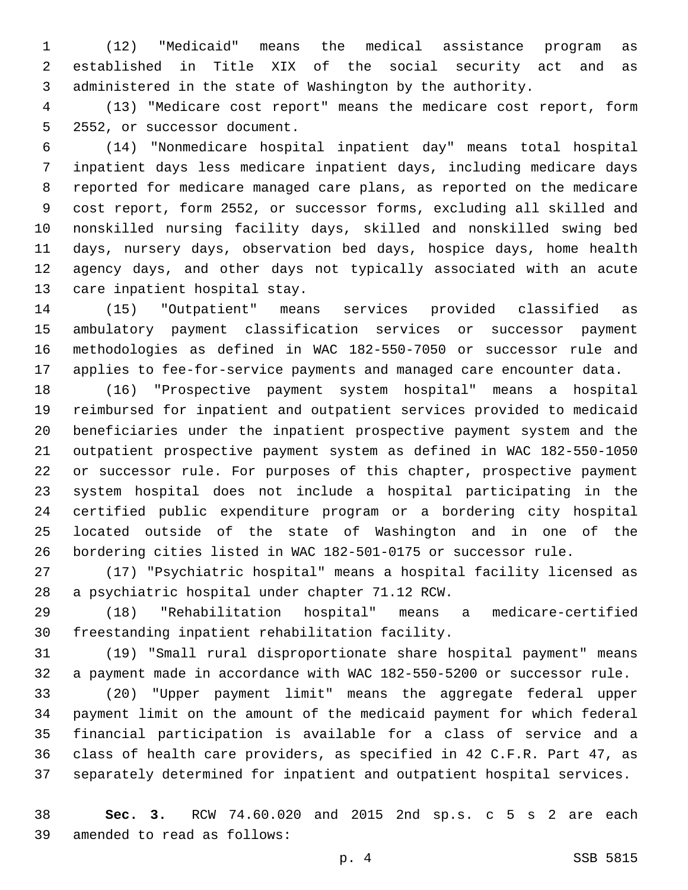(12) "Medicaid" means the medical assistance program as established in Title XIX of the social security act and as administered in the state of Washington by the authority.

(13) "Medicare cost report" means the medicare cost report, form 2552, or successor document.

(14) "Nonmedicare hospital inpatient day" means total hospital inpatient days less medicare inpatient days, including medicare days reported for medicare managed care plans, as reported on the medicare cost report, form 2552, or successor forms, excluding all skilled and nonskilled nursing facility days, skilled and nonskilled swing bed days, nursery days, observation bed days, hospice days, home health agency days, and other days not typically associated with an acute care inpatient hospital stay.

(15) "Outpatient" means services provided classified as ambulatory payment classification services or successor payment methodologies as defined in WAC 182-550-7050 or successor rule and applies to fee-for-service payments and managed care encounter data.

(16) "Prospective payment system hospital" means a hospital reimbursed for inpatient and outpatient services provided to medicaid beneficiaries under the inpatient prospective payment system and the outpatient prospective payment system as defined in WAC 182-550-1050 or successor rule. For purposes of this chapter, prospective payment system hospital does not include a hospital participating in the certified public expenditure program or a bordering city hospital located outside of the state of Washington and in one of the bordering cities listed in WAC 182-501-0175 or successor rule.

(17) "Psychiatric hospital" means a hospital facility licensed as a psychiatric hospital under chapter 71.12 RCW.

(18) "Rehabilitation hospital" means a medicare-certified freestanding inpatient rehabilitation facility.

(19) "Small rural disproportionate share hospital payment" means a payment made in accordance with WAC 182-550-5200 or successor rule.

(20) "Upper payment limit" means the aggregate federal upper payment limit on the amount of the medicaid payment for which federal financial participation is available for a class of service and a class of health care providers, as specified in 42 C.F.R. Part 47, as separately determined for inpatient and outpatient hospital services.

**Sec. 3.** RCW 74.60.020 and 2015 2nd sp.s. c 5 s 2 are each amended to read as follows: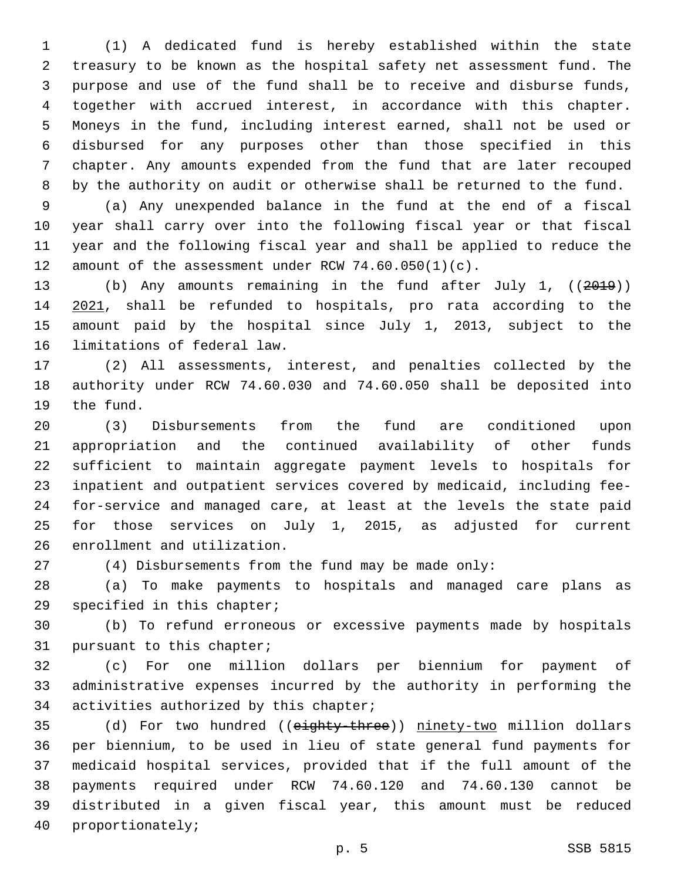(1) A dedicated fund is hereby established within the state treasury to be known as the hospital safety net assessment fund. The purpose and use of the fund shall be to receive and disburse funds, together with accrued interest, in accordance with this chapter. Moneys in the fund, including interest earned, shall not be used or disbursed for any purposes other than those specified in this chapter. Any amounts expended from the fund that are later recouped by the authority on audit or otherwise shall be returned to the fund.

(a) Any unexpended balance in the fund at the end of a fiscal year shall carry over into the following fiscal year or that fiscal year and the following fiscal year and shall be applied to reduce the amount of the assessment under RCW 74.60.050(1)(c).

(b) Any amounts remaining in the fund after July 1, ((~~2019~~)) <u>2021</u>, shall be refunded to hospitals, pro rata according to the amount paid by the hospital since July 1, 2013, subject to the limitations of federal law.

(2) All assessments, interest, and penalties collected by the authority under RCW 74.60.030 and 74.60.050 shall be deposited into the fund.

(3) Disbursements from the fund are conditioned upon appropriation and the continued availability of other funds sufficient to maintain aggregate payment levels to hospitals for inpatient and outpatient services covered by medicaid, including fee-for-service and managed care, at least at the levels the state paid for those services on July 1, 2015, as adjusted for current enrollment and utilization.

(4) Disbursements from the fund may be made only:

(a) To make payments to hospitals and managed care plans as specified in this chapter;

(b) To refund erroneous or excessive payments made by hospitals pursuant to this chapter;

(c) For one million dollars per biennium for payment of administrative expenses incurred by the authority in performing the activities authorized by this chapter;

(d) For two hundred ((~~eighty-three~~)) <u>ninety-two</u> million dollars per biennium, to be used in lieu of state general fund payments for medicaid hospital services, provided that if the full amount of the payments required under RCW 74.60.120 and 74.60.130 cannot be distributed in a given fiscal year, this amount must be reduced proportionately;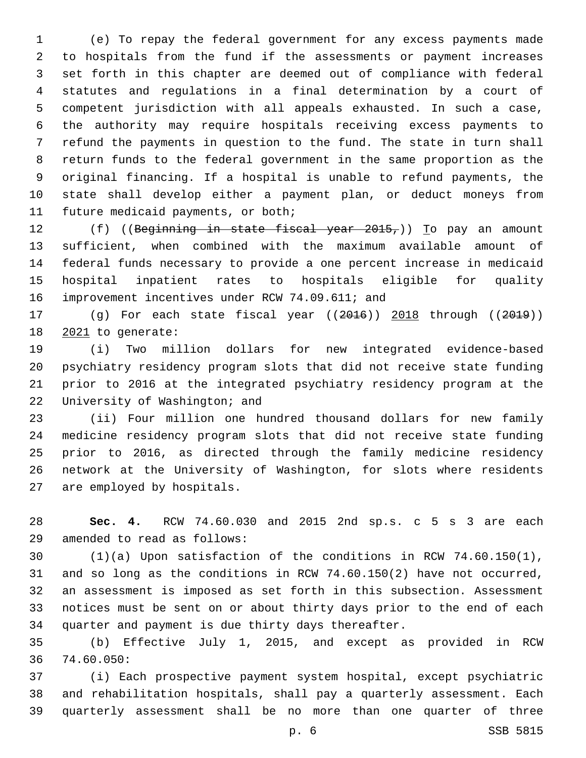(e) To repay the federal government for any excess payments made to hospitals from the fund if the assessments or payment increases set forth in this chapter are deemed out of compliance with federal statutes and regulations in a final determination by a court of competent jurisdiction with all appeals exhausted. In such a case, the authority may require hospitals receiving excess payments to refund the payments in question to the fund. The state in turn shall return funds to the federal government in the same proportion as the original financing. If a hospital is unable to refund payments, the state shall develop either a payment plan, or deduct moneys from future medicaid payments, or both;

(f) ((~~Beginning in state fiscal year 2015,~~)) T͟o pay an amount sufficient, when combined with the maximum available amount of federal funds necessary to provide a one percent increase in medicaid hospital inpatient rates to hospitals eligible for quality improvement incentives under RCW 74.09.611; and

(g) For each state fiscal year ((~~2016~~)) 2͟0͟1͟8͟ through ((~~2019~~)) 2͟0͟2͟1͟ to generate:

(i) Two million dollars for new integrated evidence-based psychiatry residency program slots that did not receive state funding prior to 2016 at the integrated psychiatry residency program at the University of Washington; and

(ii) Four million one hundred thousand dollars for new family medicine residency program slots that did not receive state funding prior to 2016, as directed through the family medicine residency network at the University of Washington, for slots where residents are employed by hospitals.

**Sec. 4.** RCW 74.60.030 and 2015 2nd sp.s. c 5 s 3 are each amended to read as follows:

(1)(a) Upon satisfaction of the conditions in RCW 74.60.150(1), and so long as the conditions in RCW 74.60.150(2) have not occurred, an assessment is imposed as set forth in this subsection. Assessment notices must be sent on or about thirty days prior to the end of each quarter and payment is due thirty days thereafter.

(b) Effective July 1, 2015, and except as provided in RCW 74.60.050:

(i) Each prospective payment system hospital, except psychiatric and rehabilitation hospitals, shall pay a quarterly assessment. Each quarterly assessment shall be no more than one quarter of three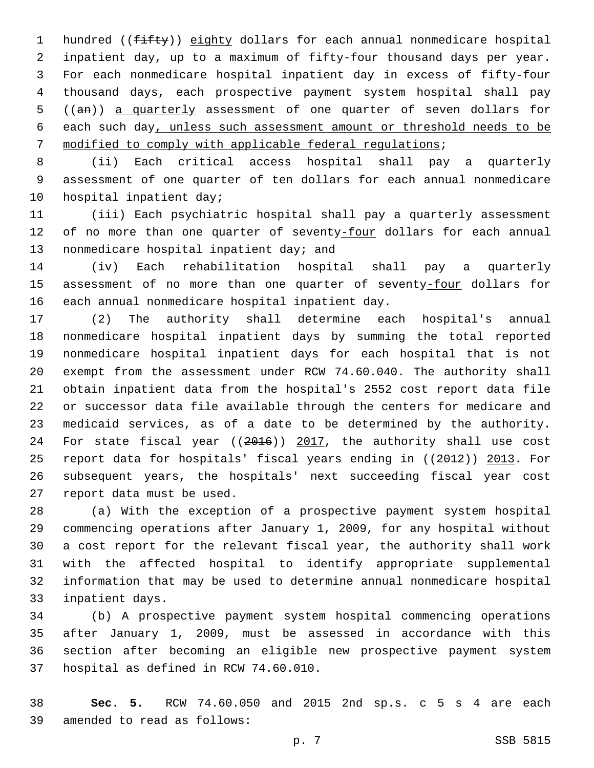hundred ((~~fifty~~)) <u>eighty</u> dollars for each annual nonmedicare hospital inpatient day, up to a maximum of fifty-four thousand days per year. For each nonmedicare hospital inpatient day in excess of fifty-four thousand days, each prospective payment system hospital shall pay ((~~an~~)) <u>a quarterly</u> assessment of one quarter of seven dollars for each such day<u>, unless such assessment amount or threshold needs to be modified to comply with applicable federal regulations</u>;

(ii) Each critical access hospital shall pay a quarterly assessment of one quarter of ten dollars for each annual nonmedicare hospital inpatient day;

(iii) Each psychiatric hospital shall pay a quarterly assessment of no more than one quarter of seventy<u>-four</u> dollars for each annual nonmedicare hospital inpatient day; and

(iv) Each rehabilitation hospital shall pay a quarterly assessment of no more than one quarter of seventy<u>-four</u> dollars for each annual nonmedicare hospital inpatient day.

(2) The authority shall determine each hospital's annual nonmedicare hospital inpatient days by summing the total reported nonmedicare hospital inpatient days for each hospital that is not exempt from the assessment under RCW 74.60.040. The authority shall obtain inpatient data from the hospital's 2552 cost report data file or successor data file available through the centers for medicare and medicaid services, as of a date to be determined by the authority. For state fiscal year ((~~2016~~)) <u>2017</u>, the authority shall use cost report data for hospitals' fiscal years ending in ((~~2012~~)) <u>2013</u>. For subsequent years, the hospitals' next succeeding fiscal year cost report data must be used.

(a) With the exception of a prospective payment system hospital commencing operations after January 1, 2009, for any hospital without a cost report for the relevant fiscal year, the authority shall work with the affected hospital to identify appropriate supplemental information that may be used to determine annual nonmedicare hospital inpatient days.

(b) A prospective payment system hospital commencing operations after January 1, 2009, must be assessed in accordance with this section after becoming an eligible new prospective payment system hospital as defined in RCW 74.60.010.

**Sec. 5.** RCW 74.60.050 and 2015 2nd sp.s. c 5 s 4 are each amended to read as follows: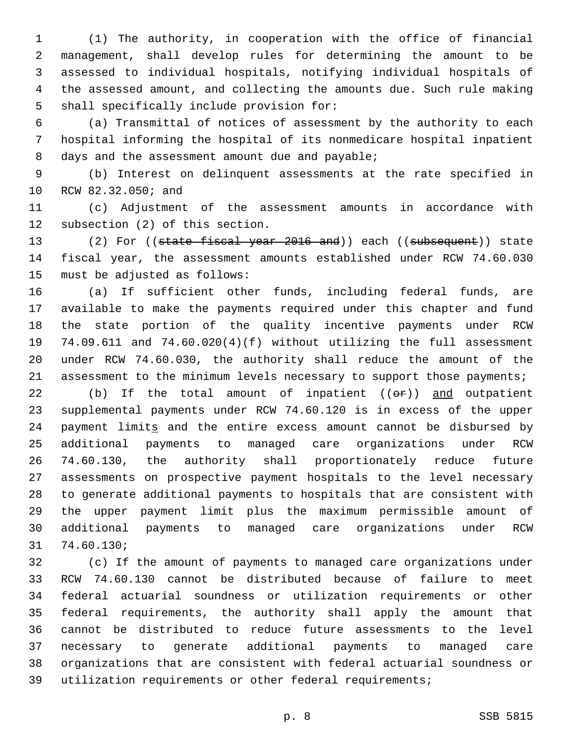(1) The authority, in cooperation with the office of financial management, shall develop rules for determining the amount to be assessed to individual hospitals, notifying individual hospitals of the assessed amount, and collecting the amounts due. Such rule making shall specifically include provision for:

(a) Transmittal of notices of assessment by the authority to each hospital informing the hospital of its nonmedicare hospital inpatient days and the assessment amount due and payable;

(b) Interest on delinquent assessments at the rate specified in RCW 82.32.050; and

(c) Adjustment of the assessment amounts in accordance with subsection (2) of this section.

(2) For ((~~state fiscal year 2016 and~~)) each ((~~subsequent~~)) state fiscal year, the assessment amounts established under RCW 74.60.030 must be adjusted as follows:

(a) If sufficient other funds, including federal funds, are available to make the payments required under this chapter and fund the state portion of the quality incentive payments under RCW 74.09.611 and 74.60.020(4)(f) without utilizing the full assessment under RCW 74.60.030, the authority shall reduce the amount of the assessment to the minimum levels necessary to support those payments;

(b) If the total amount of inpatient ((~~or~~)) <u>and</u> outpatient supplemental payments under RCW 74.60.120 is in excess of the upper payment limit<u>s</u> and the entire excess amount cannot be disbursed by additional payments to managed care organizations under RCW 74.60.130, the authority shall proportionately reduce future assessments on prospective payment hospitals to the level necessary to generate additional payments to hospitals that are consistent with the upper payment limit plus the maximum permissible amount of additional payments to managed care organizations under RCW 74.60.130;

(c) If the amount of payments to managed care organizations under RCW 74.60.130 cannot be distributed because of failure to meet federal actuarial soundness or utilization requirements or other federal requirements, the authority shall apply the amount that cannot be distributed to reduce future assessments to the level necessary to generate additional payments to managed care organizations that are consistent with federal actuarial soundness or utilization requirements or other federal requirements;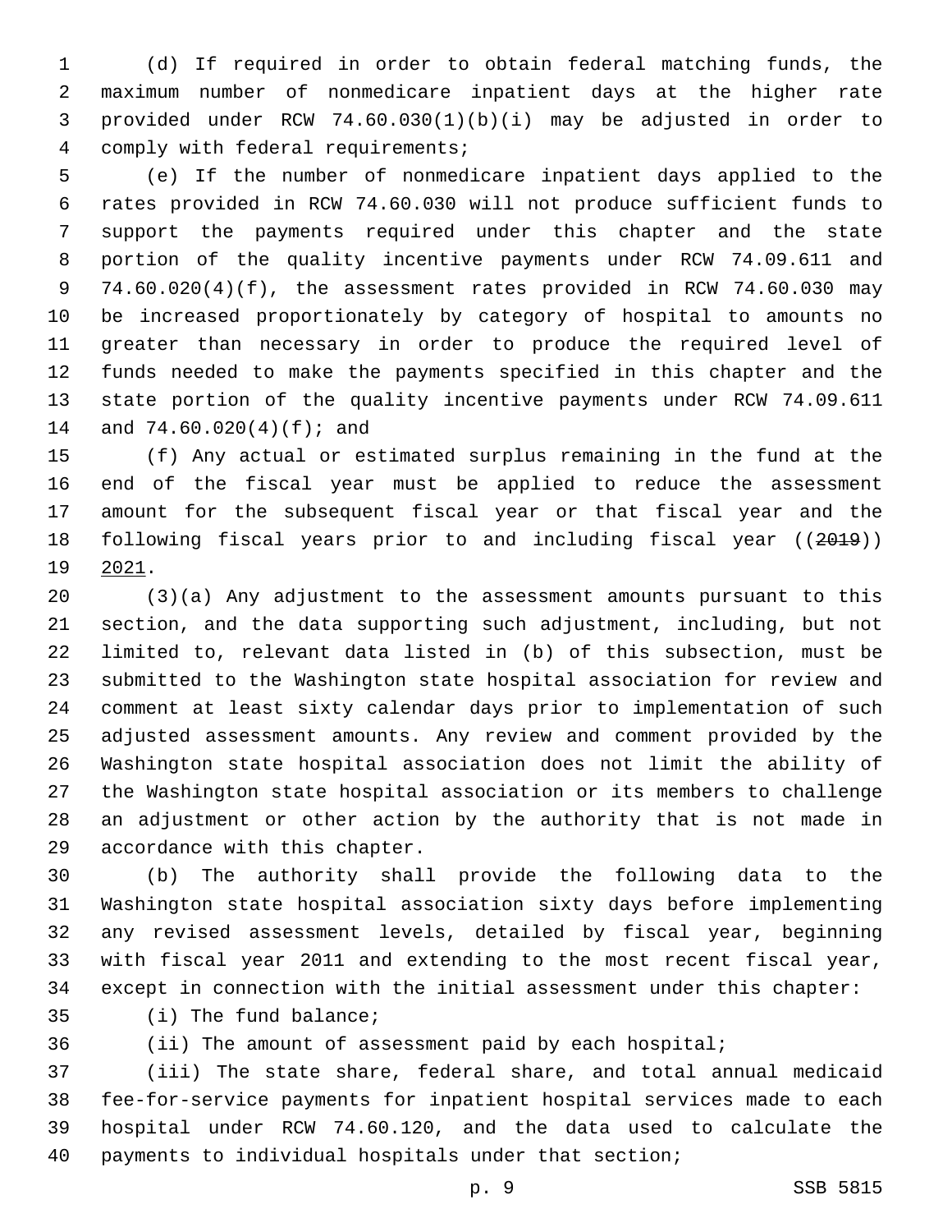(d) If required in order to obtain federal matching funds, the maximum number of nonmedicare inpatient days at the higher rate provided under RCW 74.60.030(1)(b)(i) may be adjusted in order to comply with federal requirements;

(e) If the number of nonmedicare inpatient days applied to the rates provided in RCW 74.60.030 will not produce sufficient funds to support the payments required under this chapter and the state portion of the quality incentive payments under RCW 74.09.611 and 74.60.020(4)(f), the assessment rates provided in RCW 74.60.030 may be increased proportionately by category of hospital to amounts no greater than necessary in order to produce the required level of funds needed to make the payments specified in this chapter and the state portion of the quality incentive payments under RCW 74.09.611 and 74.60.020(4)(f); and

(f) Any actual or estimated surplus remaining in the fund at the end of the fiscal year must be applied to reduce the assessment amount for the subsequent fiscal year or that fiscal year and the following fiscal years prior to and including fiscal year ((~~2019~~)) <u>2021</u>.

(3)(a) Any adjustment to the assessment amounts pursuant to this section, and the data supporting such adjustment, including, but not limited to, relevant data listed in (b) of this subsection, must be submitted to the Washington state hospital association for review and comment at least sixty calendar days prior to implementation of such adjusted assessment amounts. Any review and comment provided by the Washington state hospital association does not limit the ability of the Washington state hospital association or its members to challenge an adjustment or other action by the authority that is not made in accordance with this chapter.

(b) The authority shall provide the following data to the Washington state hospital association sixty days before implementing any revised assessment levels, detailed by fiscal year, beginning with fiscal year 2011 and extending to the most recent fiscal year, except in connection with the initial assessment under this chapter:

(i) The fund balance;

(ii) The amount of assessment paid by each hospital;

(iii) The state share, federal share, and total annual medicaid fee-for-service payments for inpatient hospital services made to each hospital under RCW 74.60.120, and the data used to calculate the payments to individual hospitals under that section;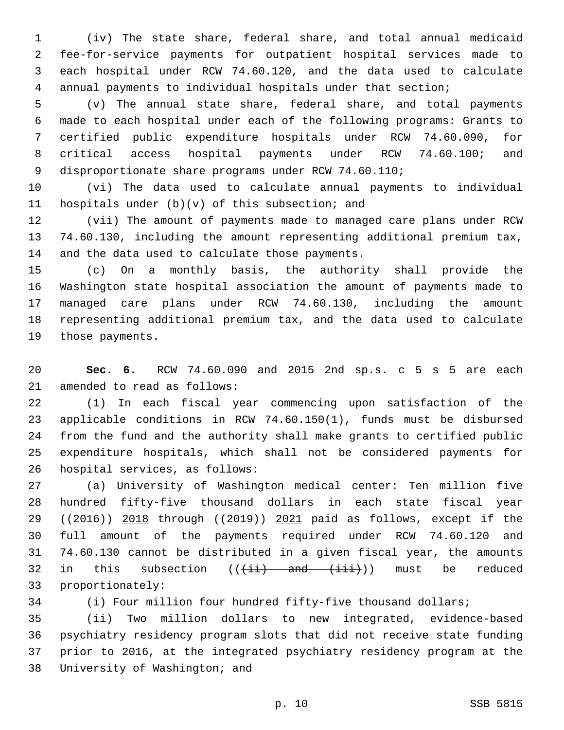(iv) The state share, federal share, and total annual medicaid fee-for-service payments for outpatient hospital services made to each hospital under RCW 74.60.120, and the data used to calculate annual payments to individual hospitals under that section;

(v) The annual state share, federal share, and total payments made to each hospital under each of the following programs: Grants to certified public expenditure hospitals under RCW 74.60.090, for critical access hospital payments under RCW 74.60.100; and disproportionate share programs under RCW 74.60.110;

(vi) The data used to calculate annual payments to individual hospitals under (b)(v) of this subsection; and

(vii) The amount of payments made to managed care plans under RCW 74.60.130, including the amount representing additional premium tax, and the data used to calculate those payments.

(c) On a monthly basis, the authority shall provide the Washington state hospital association the amount of payments made to managed care plans under RCW 74.60.130, including the amount representing additional premium tax, and the data used to calculate those payments.

**Sec. 6.** RCW 74.60.090 and 2015 2nd sp.s. c 5 s 5 are each amended to read as follows:

(1) In each fiscal year commencing upon satisfaction of the applicable conditions in RCW 74.60.150(1), funds must be disbursed from the fund and the authority shall make grants to certified public expenditure hospitals, which shall not be considered payments for hospital services, as follows:

(a) University of Washington medical center: Ten million five hundred fifty-five thousand dollars in each state fiscal year ((~~2016~~)) <u>2018</u> through ((~~2019~~)) <u>2021</u> paid as follows, except if the full amount of the payments required under RCW 74.60.120 and 74.60.130 cannot be distributed in a given fiscal year, the amounts in this subsection ((~~(ii) and (iii)~~)) must be reduced proportionately:

(i) Four million four hundred fifty-five thousand dollars;

(ii) Two million dollars to new integrated, evidence-based psychiatry residency program slots that did not receive state funding prior to 2016, at the integrated psychiatry residency program at the University of Washington; and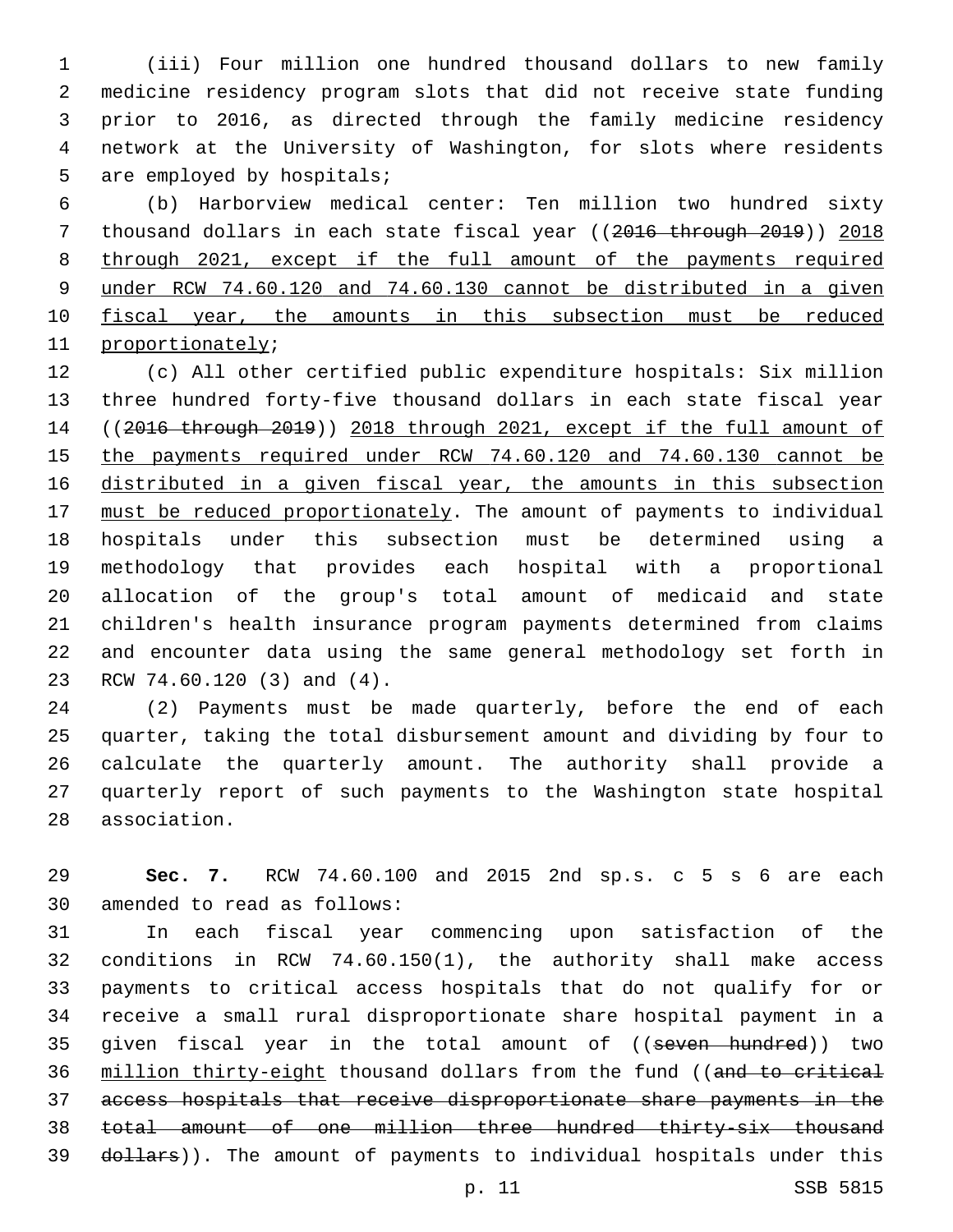(iii) Four million one hundred thousand dollars to new family medicine residency program slots that did not receive state funding prior to 2016, as directed through the family medicine residency network at the University of Washington, for slots where residents are employed by hospitals;

(b) Harborview medical center: Ten million two hundred sixty thousand dollars in each state fiscal year ((~~2016 through 2019~~)) <u>2018 through 2021, except if the full amount of the payments required under RCW 74.60.120 and 74.60.130 cannot be distributed in a given fiscal year, the amounts in this subsection must be reduced proportionately</u>;

(c) All other certified public expenditure hospitals: Six million three hundred forty-five thousand dollars in each state fiscal year ((~~2016 through 2019~~)) <u>2018 through 2021, except if the full amount of the payments required under RCW 74.60.120 and 74.60.130 cannot be distributed in a given fiscal year, the amounts in this subsection must be reduced proportionately</u>. The amount of payments to individual hospitals under this subsection must be determined using a methodology that provides each hospital with a proportional allocation of the group's total amount of medicaid and state children's health insurance program payments determined from claims and encounter data using the same general methodology set forth in RCW 74.60.120 (3) and (4).

(2) Payments must be made quarterly, before the end of each quarter, taking the total disbursement amount and dividing by four to calculate the quarterly amount. The authority shall provide a quarterly report of such payments to the Washington state hospital association.

**Sec. 7.** RCW 74.60.100 and 2015 2nd sp.s. c 5 s 6 are each amended to read as follows:

In each fiscal year commencing upon satisfaction of the conditions in RCW 74.60.150(1), the authority shall make access payments to critical access hospitals that do not qualify for or receive a small rural disproportionate share hospital payment in a given fiscal year in the total amount of ((~~seven hundred~~)) two <u>million thirty-eight</u> thousand dollars from the fund ((~~and to critical access hospitals that receive disproportionate share payments in the total amount of one million three hundred thirty-six thousand dollars~~)). The amount of payments to individual hospitals under this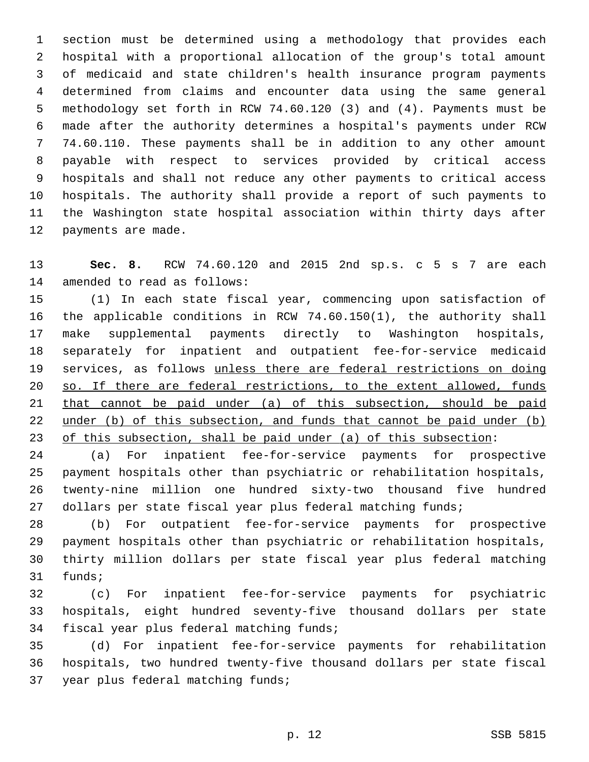section must be determined using a methodology that provides each hospital with a proportional allocation of the group's total amount of medicaid and state children's health insurance program payments determined from claims and encounter data using the same general methodology set forth in RCW 74.60.120 (3) and (4). Payments must be made after the authority determines a hospital's payments under RCW 74.60.110. These payments shall be in addition to any other amount payable with respect to services provided by critical access hospitals and shall not reduce any other payments to critical access hospitals. The authority shall provide a report of such payments to the Washington state hospital association within thirty days after payments are made.

**Sec. 8.** RCW 74.60.120 and 2015 2nd sp.s. c 5 s 7 are each amended to read as follows:

(1) In each state fiscal year, commencing upon satisfaction of the applicable conditions in RCW 74.60.150(1), the authority shall make supplemental payments directly to Washington hospitals, separately for inpatient and outpatient fee-for-service medicaid services, as follows <u>unless there are federal restrictions on doing so. If there are federal restrictions, to the extent allowed, funds that cannot be paid under (a) of this subsection, should be paid under (b) of this subsection, and funds that cannot be paid under (b) of this subsection, shall be paid under (a) of this subsection</u>:

(a) For inpatient fee-for-service payments for prospective payment hospitals other than psychiatric or rehabilitation hospitals, twenty-nine million one hundred sixty-two thousand five hundred dollars per state fiscal year plus federal matching funds;

(b) For outpatient fee-for-service payments for prospective payment hospitals other than psychiatric or rehabilitation hospitals, thirty million dollars per state fiscal year plus federal matching funds;

(c) For inpatient fee-for-service payments for psychiatric hospitals, eight hundred seventy-five thousand dollars per state fiscal year plus federal matching funds;

(d) For inpatient fee-for-service payments for rehabilitation hospitals, two hundred twenty-five thousand dollars per state fiscal year plus federal matching funds;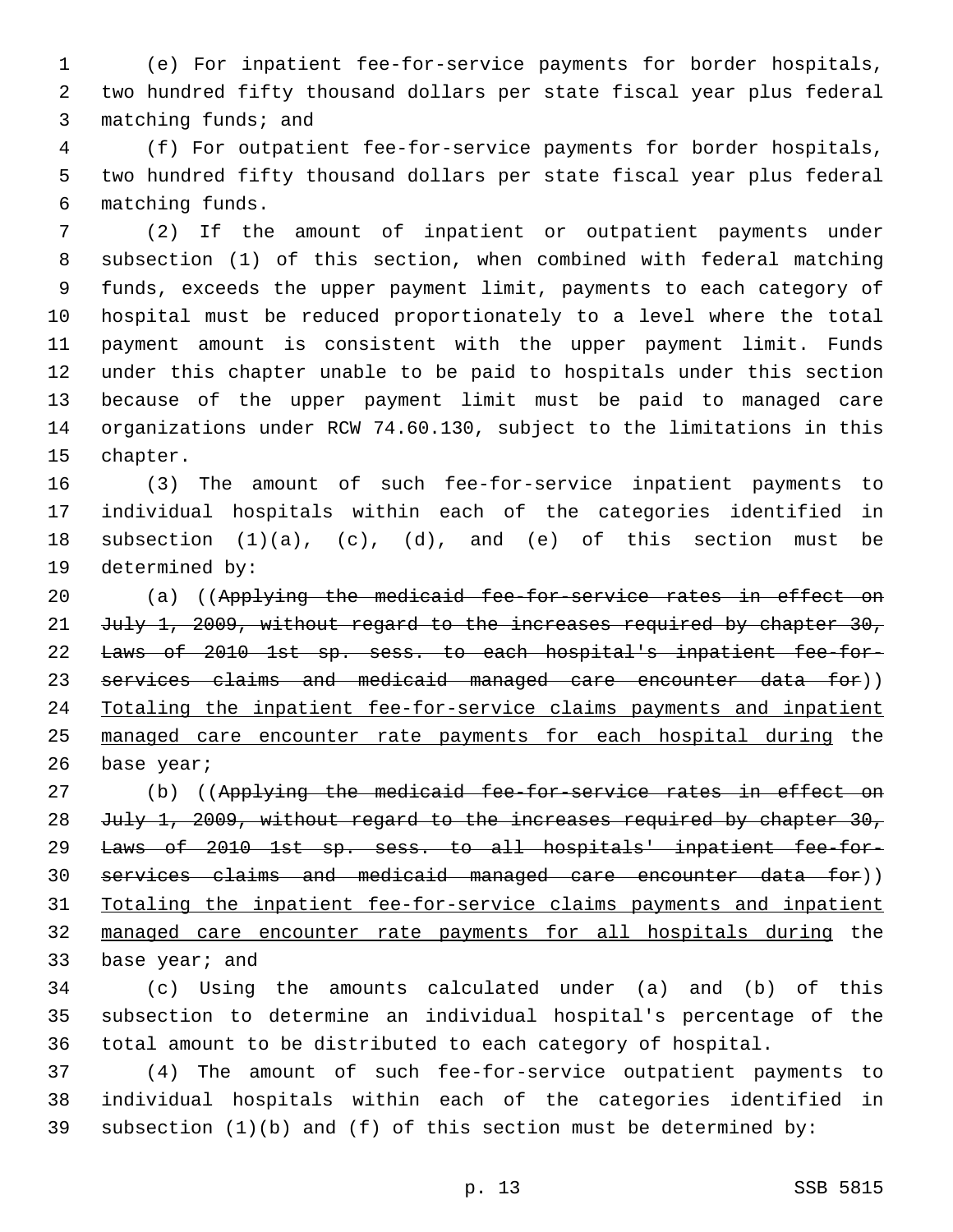(e) For inpatient fee-for-service payments for border hospitals, two hundred fifty thousand dollars per state fiscal year plus federal matching funds; and

(f) For outpatient fee-for-service payments for border hospitals, two hundred fifty thousand dollars per state fiscal year plus federal matching funds.

(2) If the amount of inpatient or outpatient payments under subsection (1) of this section, when combined with federal matching funds, exceeds the upper payment limit, payments to each category of hospital must be reduced proportionately to a level where the total payment amount is consistent with the upper payment limit. Funds under this chapter unable to be paid to hospitals under this section because of the upper payment limit must be paid to managed care organizations under RCW 74.60.130, subject to the limitations in this chapter.

(3) The amount of such fee-for-service inpatient payments to individual hospitals within each of the categories identified in subsection (1)(a), (c), (d), and (e) of this section must be determined by:

(a) ((~~Applying the medicaid fee-for-service rates in effect on July 1, 2009, without regard to the increases required by chapter 30, Laws of 2010 1st sp. sess. to each hospital's inpatient fee-for-services claims and medicaid managed care encounter data for~~)) <u>Totaling the inpatient fee-for-service claims payments and inpatient managed care encounter rate payments for each hospital during</u> the base year;

(b) ((~~Applying the medicaid fee-for-service rates in effect on July 1, 2009, without regard to the increases required by chapter 30, Laws of 2010 1st sp. sess. to all hospitals' inpatient fee-for-services claims and medicaid managed care encounter data for~~)) <u>Totaling the inpatient fee-for-service claims payments and inpatient managed care encounter rate payments for all hospitals during</u> the base year; and

(c) Using the amounts calculated under (a) and (b) of this subsection to determine an individual hospital's percentage of the total amount to be distributed to each category of hospital.

(4) The amount of such fee-for-service outpatient payments to individual hospitals within each of the categories identified in subsection (1)(b) and (f) of this section must be determined by: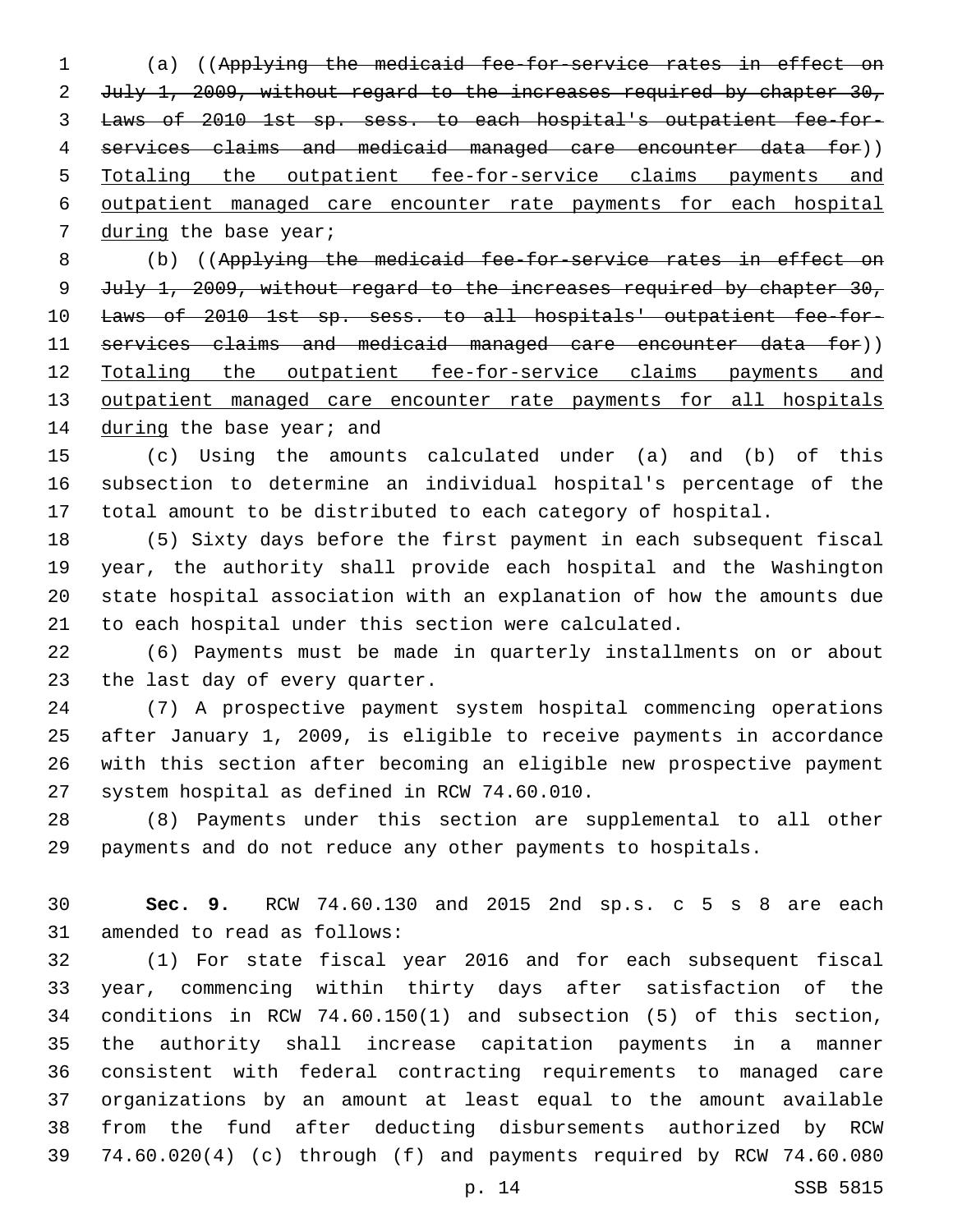(a) ((~~Applying the medicaid fee-for-service rates in effect on July 1, 2009, without regard to the increases required by chapter 30, Laws of 2010 1st sp. sess. to each hospital's outpatient fee-for-services claims and medicaid managed care encounter data for~~)) <u>Totaling the outpatient fee-for-service claims payments and outpatient managed care encounter rate payments for each hospital during</u> the base year;

(b) ((~~Applying the medicaid fee-for-service rates in effect on July 1, 2009, without regard to the increases required by chapter 30, Laws of 2010 1st sp. sess. to all hospitals' outpatient fee-for-services claims and medicaid managed care encounter data for~~)) <u>Totaling the outpatient fee-for-service claims payments and outpatient managed care encounter rate payments for all hospitals during</u> the base year; and

(c) Using the amounts calculated under (a) and (b) of this subsection to determine an individual hospital's percentage of the total amount to be distributed to each category of hospital.

(5) Sixty days before the first payment in each subsequent fiscal year, the authority shall provide each hospital and the Washington state hospital association with an explanation of how the amounts due to each hospital under this section were calculated.

(6) Payments must be made in quarterly installments on or about the last day of every quarter.

(7) A prospective payment system hospital commencing operations after January 1, 2009, is eligible to receive payments in accordance with this section after becoming an eligible new prospective payment system hospital as defined in RCW 74.60.010.

(8) Payments under this section are supplemental to all other payments and do not reduce any other payments to hospitals.

**Sec. 9.** RCW 74.60.130 and 2015 2nd sp.s. c 5 s 8 are each amended to read as follows:

(1) For state fiscal year 2016 and for each subsequent fiscal year, commencing within thirty days after satisfaction of the conditions in RCW 74.60.150(1) and subsection (5) of this section, the authority shall increase capitation payments in a manner consistent with federal contracting requirements to managed care organizations by an amount at least equal to the amount available from the fund after deducting disbursements authorized by RCW 74.60.020(4) (c) through (f) and payments required by RCW 74.60.080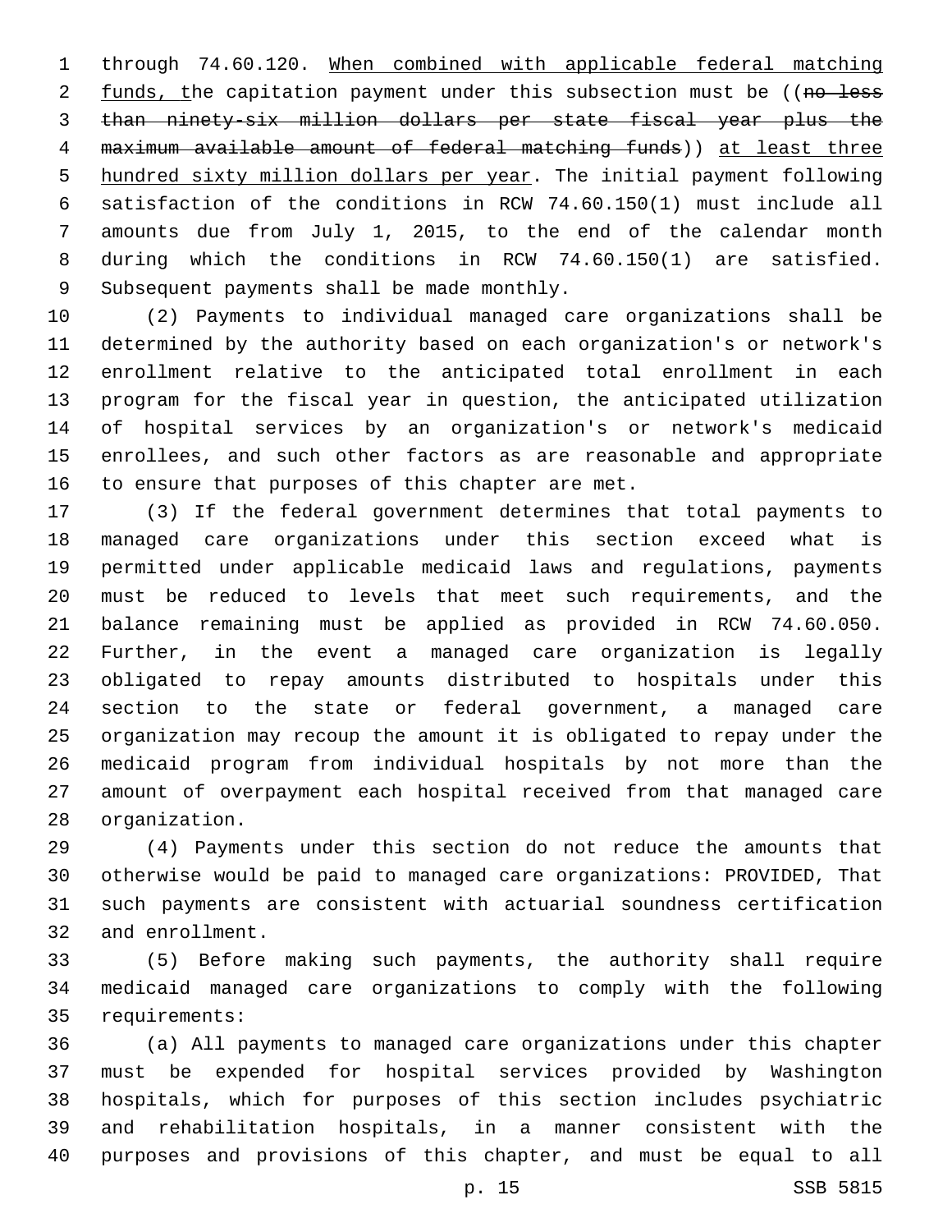through 74.60.120. When combined with applicable federal matching funds, the capitation payment under this subsection must be ((~~no less than ninety-six million dollars per state fiscal year plus the maximum available amount of federal matching funds~~)) at least three hundred sixty million dollars per year. The initial payment following satisfaction of the conditions in RCW 74.60.150(1) must include all amounts due from July 1, 2015, to the end of the calendar month during which the conditions in RCW 74.60.150(1) are satisfied. Subsequent payments shall be made monthly.

(2) Payments to individual managed care organizations shall be determined by the authority based on each organization's or network's enrollment relative to the anticipated total enrollment in each program for the fiscal year in question, the anticipated utilization of hospital services by an organization's or network's medicaid enrollees, and such other factors as are reasonable and appropriate to ensure that purposes of this chapter are met.

(3) If the federal government determines that total payments to managed care organizations under this section exceed what is permitted under applicable medicaid laws and regulations, payments must be reduced to levels that meet such requirements, and the balance remaining must be applied as provided in RCW 74.60.050. Further, in the event a managed care organization is legally obligated to repay amounts distributed to hospitals under this section to the state or federal government, a managed care organization may recoup the amount it is obligated to repay under the medicaid program from individual hospitals by not more than the amount of overpayment each hospital received from that managed care organization.

(4) Payments under this section do not reduce the amounts that otherwise would be paid to managed care organizations: PROVIDED, That such payments are consistent with actuarial soundness certification and enrollment.

(5) Before making such payments, the authority shall require medicaid managed care organizations to comply with the following requirements:

(a) All payments to managed care organizations under this chapter must be expended for hospital services provided by Washington hospitals, which for purposes of this section includes psychiatric and rehabilitation hospitals, in a manner consistent with the purposes and provisions of this chapter, and must be equal to all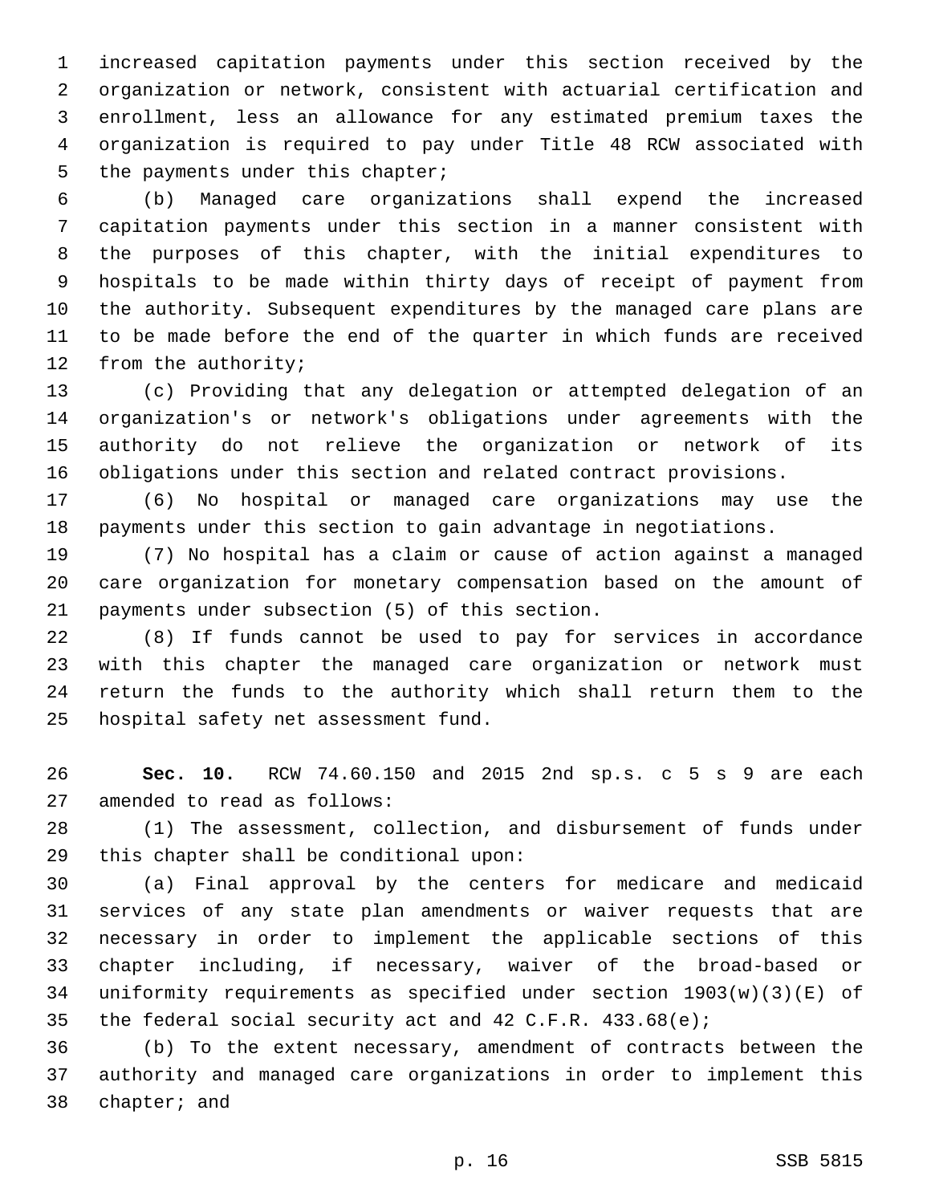increased capitation payments under this section received by the organization or network, consistent with actuarial certification and enrollment, less an allowance for any estimated premium taxes the organization is required to pay under Title 48 RCW associated with the payments under this chapter;

(b) Managed care organizations shall expend the increased capitation payments under this section in a manner consistent with the purposes of this chapter, with the initial expenditures to hospitals to be made within thirty days of receipt of payment from the authority. Subsequent expenditures by the managed care plans are to be made before the end of the quarter in which funds are received from the authority;

(c) Providing that any delegation or attempted delegation of an organization's or network's obligations under agreements with the authority do not relieve the organization or network of its obligations under this section and related contract provisions.

(6) No hospital or managed care organizations may use the payments under this section to gain advantage in negotiations.

(7) No hospital has a claim or cause of action against a managed care organization for monetary compensation based on the amount of payments under subsection (5) of this section.

(8) If funds cannot be used to pay for services in accordance with this chapter the managed care organization or network must return the funds to the authority which shall return them to the hospital safety net assessment fund.

**Sec. 10.** RCW 74.60.150 and 2015 2nd sp.s. c 5 s 9 are each amended to read as follows:

(1) The assessment, collection, and disbursement of funds under this chapter shall be conditional upon:

(a) Final approval by the centers for medicare and medicaid services of any state plan amendments or waiver requests that are necessary in order to implement the applicable sections of this chapter including, if necessary, waiver of the broad-based or uniformity requirements as specified under section 1903(w)(3)(E) of the federal social security act and 42 C.F.R. 433.68(e);

(b) To the extent necessary, amendment of contracts between the authority and managed care organizations in order to implement this chapter; and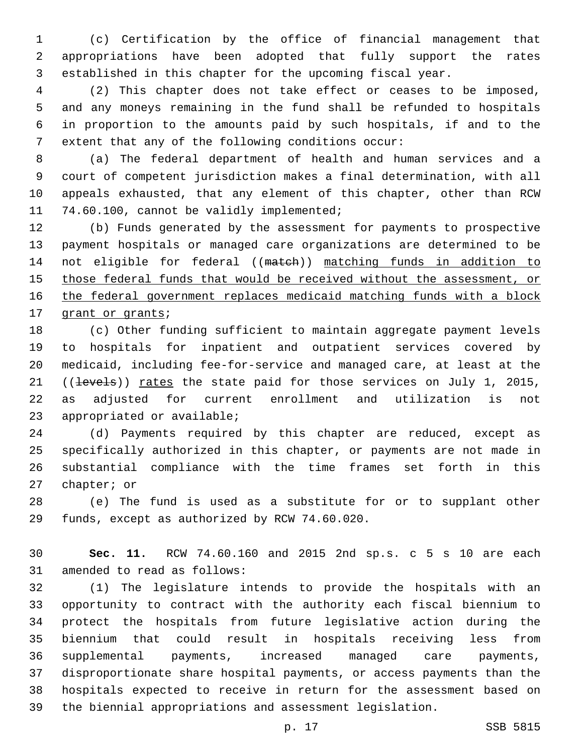(c) Certification by the office of financial management that appropriations have been adopted that fully support the rates established in this chapter for the upcoming fiscal year.

(2) This chapter does not take effect or ceases to be imposed, and any moneys remaining in the fund shall be refunded to hospitals in proportion to the amounts paid by such hospitals, if and to the extent that any of the following conditions occur:

(a) The federal department of health and human services and a court of competent jurisdiction makes a final determination, with all appeals exhausted, that any element of this chapter, other than RCW 74.60.100, cannot be validly implemented;

(b) Funds generated by the assessment for payments to prospective payment hospitals or managed care organizations are determined to be not eligible for federal ((~~match~~)) <u>matching funds in addition to those federal funds that would be received without the assessment, or the federal government replaces medicaid matching funds with a block grant or grants</u>;

(c) Other funding sufficient to maintain aggregate payment levels to hospitals for inpatient and outpatient services covered by medicaid, including fee-for-service and managed care, at least at the ((~~levels~~)) <u>rates</u> the state paid for those services on July 1, 2015, as adjusted for current enrollment and utilization is not appropriated or available;

(d) Payments required by this chapter are reduced, except as specifically authorized in this chapter, or payments are not made in substantial compliance with the time frames set forth in this chapter; or

(e) The fund is used as a substitute for or to supplant other funds, except as authorized by RCW 74.60.020.

**Sec. 11.** RCW 74.60.160 and 2015 2nd sp.s. c 5 s 10 are each amended to read as follows:

(1) The legislature intends to provide the hospitals with an opportunity to contract with the authority each fiscal biennium to protect the hospitals from future legislative action during the biennium that could result in hospitals receiving less from supplemental payments, increased managed care payments, disproportionate share hospital payments, or access payments than the hospitals expected to receive in return for the assessment based on the biennial appropriations and assessment legislation.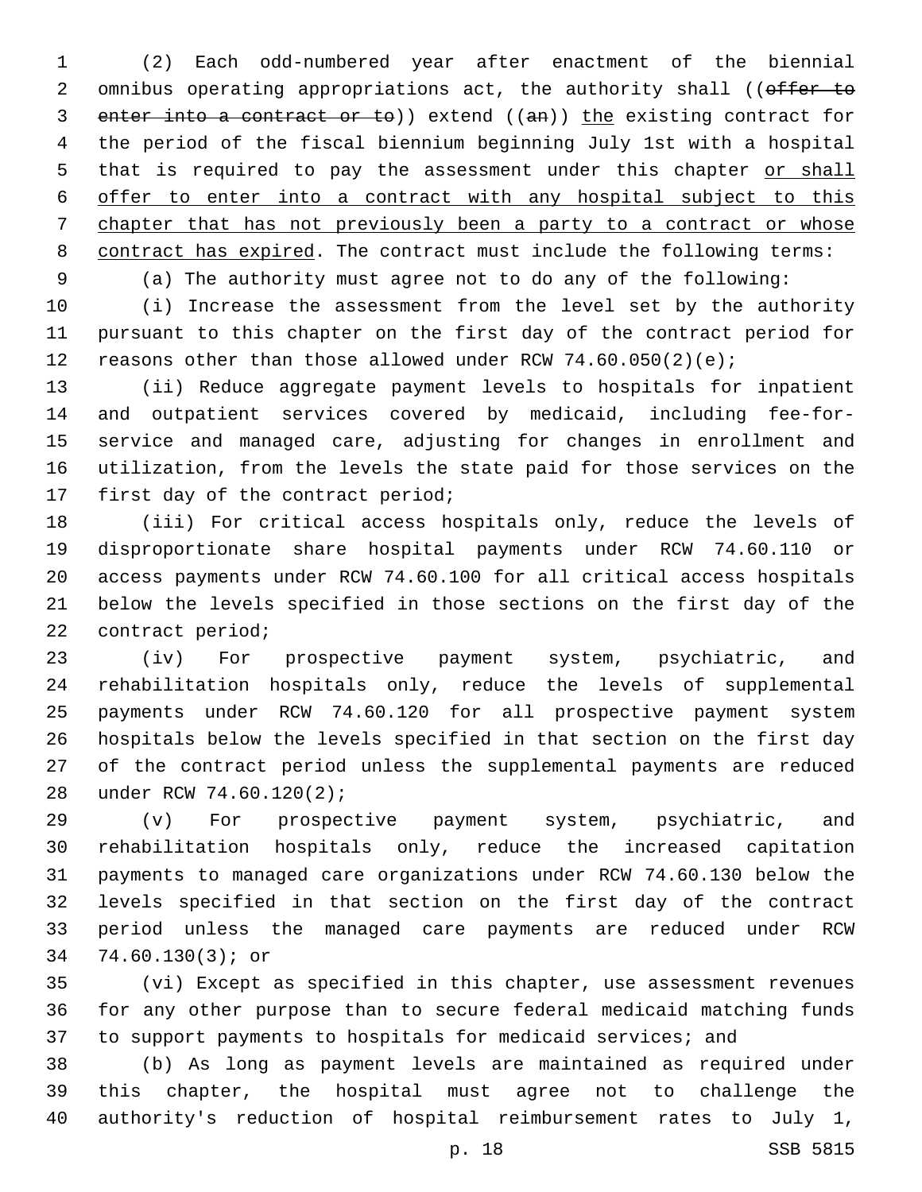(2) Each odd-numbered year after enactment of the biennial omnibus operating appropriations act, the authority shall ((~~offer to enter into a contract or to~~)) extend ((~~an~~)) <u>the</u> existing contract for the period of the fiscal biennium beginning July 1st with a hospital that is required to pay the assessment under this chapter <u>or shall offer to enter into a contract with any hospital subject to this chapter that has not previously been a party to a contract or whose contract has expired</u>. The contract must include the following terms:

(a) The authority must agree not to do any of the following:

(i) Increase the assessment from the level set by the authority pursuant to this chapter on the first day of the contract period for reasons other than those allowed under RCW 74.60.050(2)(e);

(ii) Reduce aggregate payment levels to hospitals for inpatient and outpatient services covered by medicaid, including fee-for-service and managed care, adjusting for changes in enrollment and utilization, from the levels the state paid for those services on the first day of the contract period;

(iii) For critical access hospitals only, reduce the levels of disproportionate share hospital payments under RCW 74.60.110 or access payments under RCW 74.60.100 for all critical access hospitals below the levels specified in those sections on the first day of the contract period;

(iv) For prospective payment system, psychiatric, and rehabilitation hospitals only, reduce the levels of supplemental payments under RCW 74.60.120 for all prospective payment system hospitals below the levels specified in that section on the first day of the contract period unless the supplemental payments are reduced under RCW 74.60.120(2);

(v) For prospective payment system, psychiatric, and rehabilitation hospitals only, reduce the increased capitation payments to managed care organizations under RCW 74.60.130 below the levels specified in that section on the first day of the contract period unless the managed care payments are reduced under RCW 74.60.130(3); or

(vi) Except as specified in this chapter, use assessment revenues for any other purpose than to secure federal medicaid matching funds to support payments to hospitals for medicaid services; and

(b) As long as payment levels are maintained as required under this chapter, the hospital must agree not to challenge the authority's reduction of hospital reimbursement rates to July 1,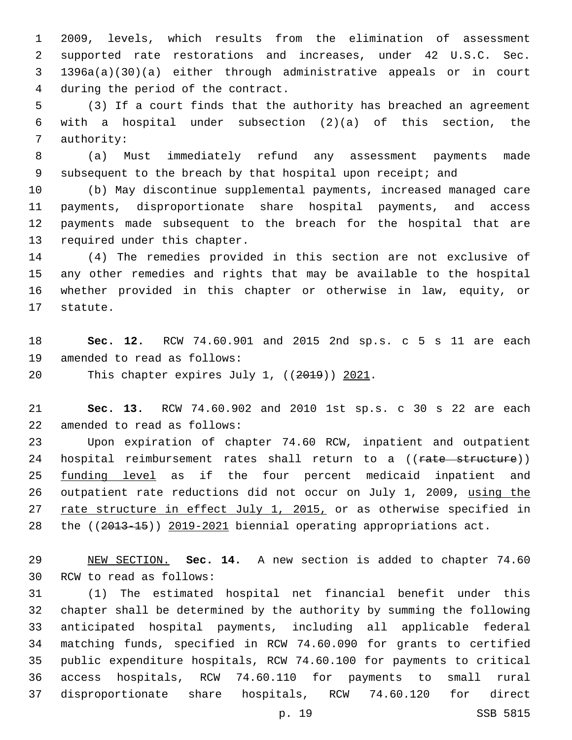2009, levels, which results from the elimination of assessment supported rate restorations and increases, under 42 U.S.C. Sec. 1396a(a)(30)(a) either through administrative appeals or in court during the period of the contract.

(3) If a court finds that the authority has breached an agreement with a hospital under subsection (2)(a) of this section, the authority:

(a) Must immediately refund any assessment payments made subsequent to the breach by that hospital upon receipt; and

(b) May discontinue supplemental payments, increased managed care payments, disproportionate share hospital payments, and access payments made subsequent to the breach for the hospital that are required under this chapter.

(4) The remedies provided in this section are not exclusive of any other remedies and rights that may be available to the hospital whether provided in this chapter or otherwise in law, equity, or statute.

**Sec. 12.** RCW 74.60.901 and 2015 2nd sp.s. c 5 s 11 are each amended to read as follows:

This chapter expires July 1, ((~~2019~~)) <u>2021</u>.

**Sec. 13.** RCW 74.60.902 and 2010 1st sp.s. c 30 s 22 are each amended to read as follows:

Upon expiration of chapter 74.60 RCW, inpatient and outpatient hospital reimbursement rates shall return to a ((~~rate structure~~)) <u>funding level</u> as if the four percent medicaid inpatient and outpatient rate reductions did not occur on July 1, 2009, <u>using the rate structure in effect July 1, 2015,</u> or as otherwise specified in the ((~~2013-15~~)) <u>2019-2021</u> biennial operating appropriations act.

<u>NEW SECTION.</u> **Sec. 14.** A new section is added to chapter 74.60 RCW to read as follows:

(1) The estimated hospital net financial benefit under this chapter shall be determined by the authority by summing the following anticipated hospital payments, including all applicable federal matching funds, specified in RCW 74.60.090 for grants to certified public expenditure hospitals, RCW 74.60.100 for payments to critical access hospitals, RCW 74.60.110 for payments to small rural disproportionate share hospitals, RCW 74.60.120 for direct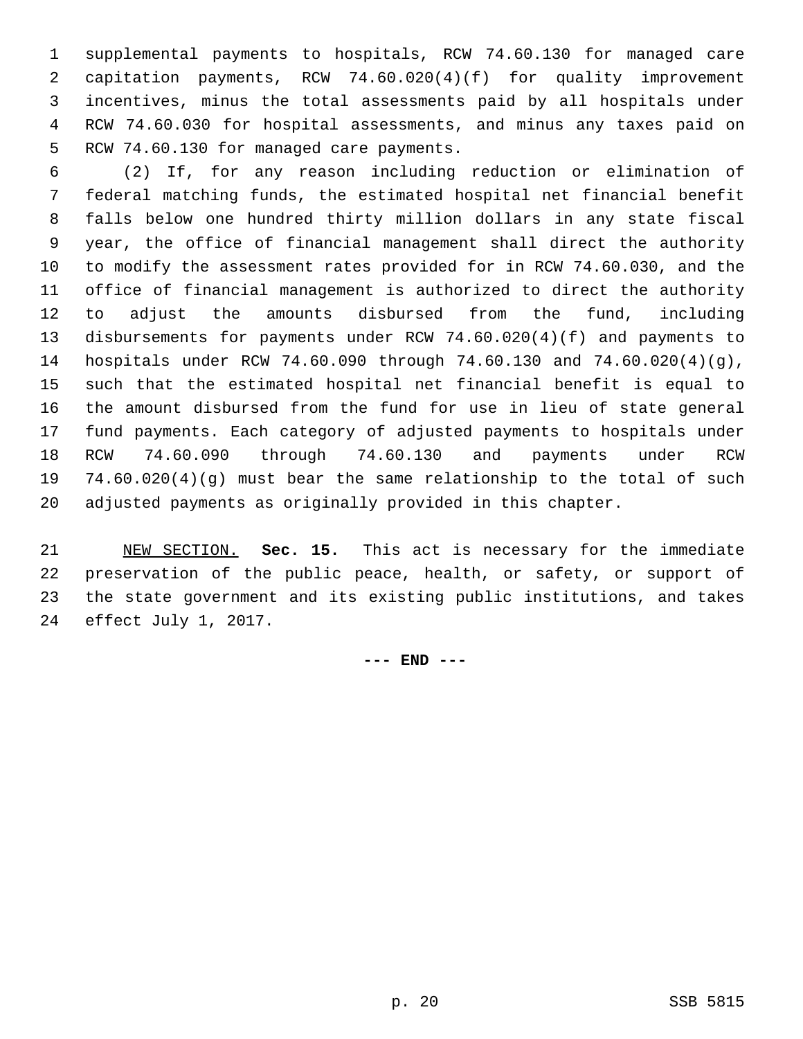supplemental payments to hospitals, RCW 74.60.130 for managed care capitation payments, RCW 74.60.020(4)(f) for quality improvement incentives, minus the total assessments paid by all hospitals under RCW 74.60.030 for hospital assessments, and minus any taxes paid on RCW 74.60.130 for managed care payments.

(2) If, for any reason including reduction or elimination of federal matching funds, the estimated hospital net financial benefit falls below one hundred thirty million dollars in any state fiscal year, the office of financial management shall direct the authority to modify the assessment rates provided for in RCW 74.60.030, and the office of financial management is authorized to direct the authority to adjust the amounts disbursed from the fund, including disbursements for payments under RCW 74.60.020(4)(f) and payments to hospitals under RCW 74.60.090 through 74.60.130 and 74.60.020(4)(g), such that the estimated hospital net financial benefit is equal to the amount disbursed from the fund for use in lieu of state general fund payments. Each category of adjusted payments to hospitals under RCW 74.60.090 through 74.60.130 and payments under RCW 74.60.020(4)(g) must bear the same relationship to the total of such adjusted payments as originally provided in this chapter.

NEW SECTION. **Sec. 15.** This act is necessary for the immediate preservation of the public peace, health, or safety, or support of the state government and its existing public institutions, and takes effect July 1, 2017.

**--- END ---**